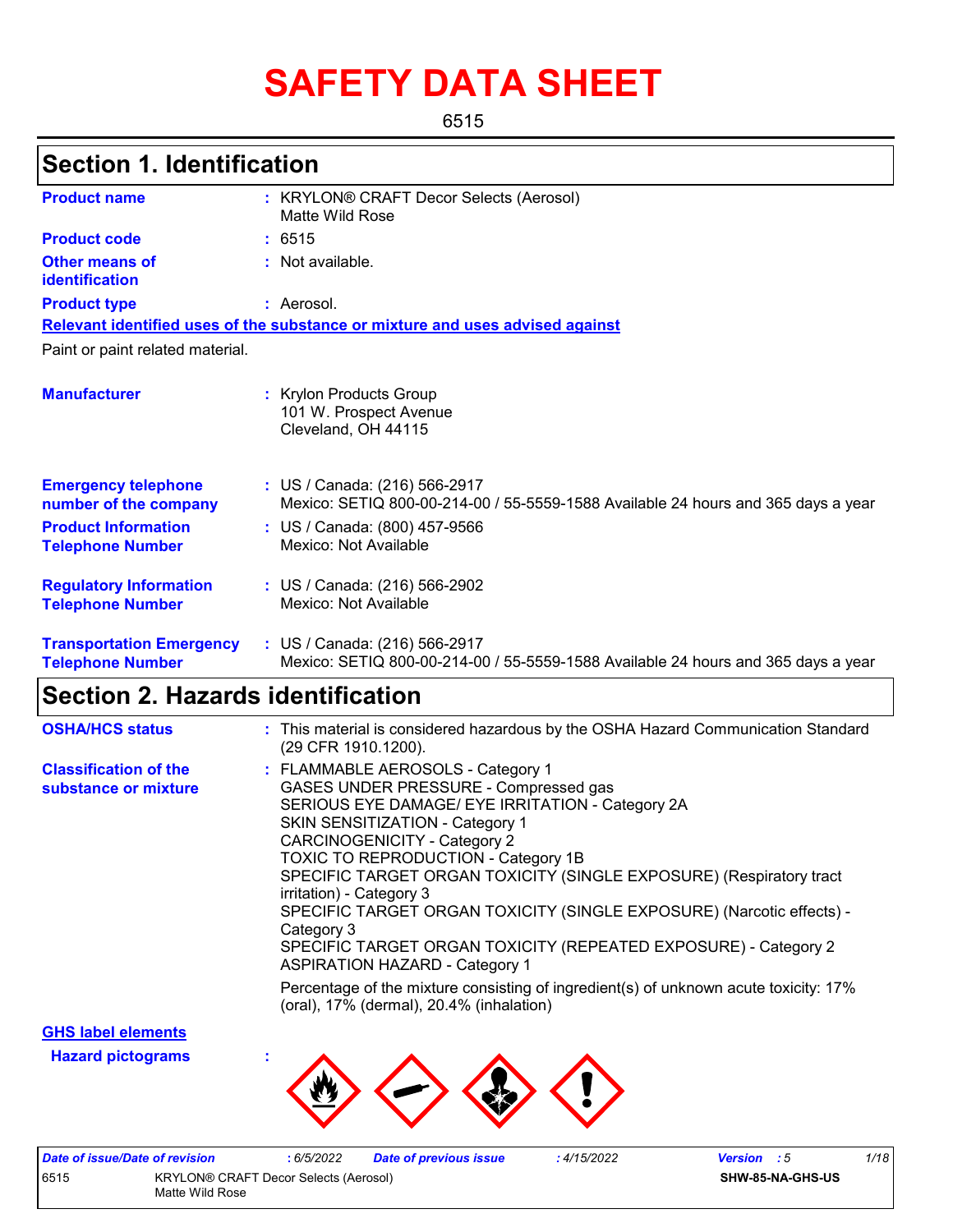# SAFETY DATA SHEET

6515

## Section 1. Identification

**Product name** : KRYLON® CRAFT Decor Selects (Aerosol) Matte Wild Rose

**Product code** : 6515

**Other means of identification** : Not available.

**Product type** : Aerosol.

**Relevant identified uses of the substance or mixture and uses advised against**

Paint or paint related material.

**Manufacturer** : Krylon Products Group
101 W. Prospect Avenue
Cleveland, OH 44115

**Emergency telephone number of the company** : US / Canada: (216) 566-2917
Mexico: SETIQ 800-00-214-00 / 55-5559-1588 Available 24 hours and 365 days a year

**Product Information Telephone Number** : US / Canada: (800) 457-9566
Mexico: Not Available

**Regulatory Information Telephone Number** : US / Canada: (216) 566-2902
Mexico: Not Available

**Transportation Emergency Telephone Number** : US / Canada: (216) 566-2917
Mexico: SETIQ 800-00-214-00 / 55-5559-1588 Available 24 hours and 365 days a year

## Section 2. Hazards identification

**OSHA/HCS status** : This material is considered hazardous by the OSHA Hazard Communication Standard (29 CFR 1910.1200).

**Classification of the substance or mixture** : FLAMMABLE AEROSOLS - Category 1
GASES UNDER PRESSURE - Compressed gas
SERIOUS EYE DAMAGE/ EYE IRRITATION - Category 2A
SKIN SENSITIZATION - Category 1
CARCINOGENICITY - Category 2
TOXIC TO REPRODUCTION - Category 1B
SPECIFIC TARGET ORGAN TOXICITY (SINGLE EXPOSURE) (Respiratory tract irritation) - Category 3
SPECIFIC TARGET ORGAN TOXICITY (SINGLE EXPOSURE) (Narcotic effects) - Category 3
SPECIFIC TARGET ORGAN TOXICITY (REPEATED EXPOSURE) - Category 2
ASPIRATION HAZARD - Category 1

Percentage of the mixture consisting of ingredient(s) of unknown acute toxicity: 17% (oral), 17% (dermal), 20.4% (inhalation)

**GHS label elements**

**Hazard pictograms** :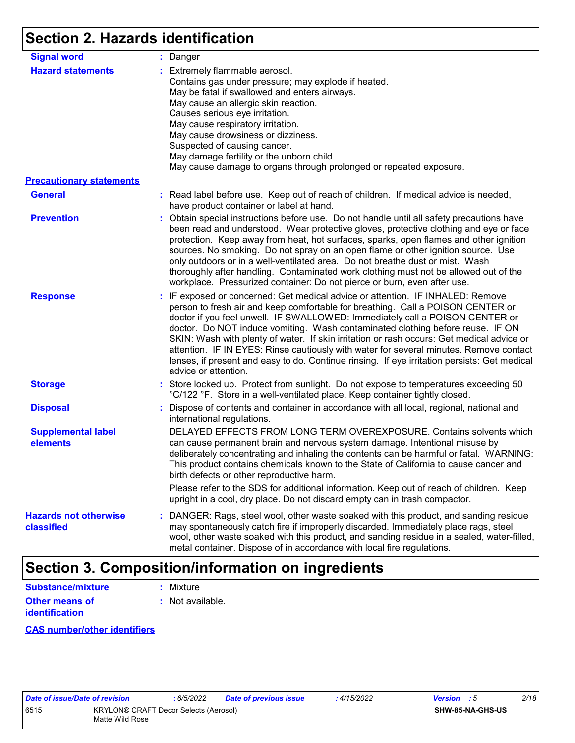## Section 2. Hazards identification

**Signal word** : Danger

**Hazard statements** : Extremely flammable aerosol.
Contains gas under pressure; may explode if heated.
May be fatal if swallowed and enters airways.
May cause an allergic skin reaction.
Causes serious eye irritation.
May cause respiratory irritation.
May cause drowsiness or dizziness.
Suspected of causing cancer.
May damage fertility or the unborn child.
May cause damage to organs through prolonged or repeated exposure.

**Precautionary statements**

**General** : Read label before use. Keep out of reach of children. If medical advice is needed, have product container or label at hand.

**Prevention** : Obtain special instructions before use. Do not handle until all safety precautions have been read and understood. Wear protective gloves, protective clothing and eye or face protection. Keep away from heat, hot surfaces, sparks, open flames and other ignition sources. No smoking. Do not spray on an open flame or other ignition source. Use only outdoors or in a well-ventilated area. Do not breathe dust or mist. Wash thoroughly after handling. Contaminated work clothing must not be allowed out of the workplace. Pressurized container: Do not pierce or burn, even after use.

**Response** : IF exposed or concerned: Get medical advice or attention. IF INHALED: Remove person to fresh air and keep comfortable for breathing. Call a POISON CENTER or doctor if you feel unwell. IF SWALLOWED: Immediately call a POISON CENTER or doctor. Do NOT induce vomiting. Wash contaminated clothing before reuse. IF ON SKIN: Wash with plenty of water. If skin irritation or rash occurs: Get medical advice or attention. IF IN EYES: Rinse cautiously with water for several minutes. Remove contact lenses, if present and easy to do. Continue rinsing. If eye irritation persists: Get medical advice or attention.

**Storage** : Store locked up. Protect from sunlight. Do not expose to temperatures exceeding 50 °C/122 °F. Store in a well-ventilated place. Keep container tightly closed.

**Disposal** : Dispose of contents and container in accordance with all local, regional, national and international regulations.

**Supplemental label elements**

DELAYED EFFECTS FROM LONG TERM OVEREXPOSURE. Contains solvents which can cause permanent brain and nervous system damage. Intentional misuse by deliberately concentrating and inhaling the contents can be harmful or fatal. WARNING: This product contains chemicals known to the State of California to cause cancer and birth defects or other reproductive harm.

Please refer to the SDS for additional information. Keep out of reach of children. Keep upright in a cool, dry place. Do not discard empty can in trash compactor.

**Hazards not otherwise classified** : DANGER: Rags, steel wool, other waste soaked with this product, and sanding residue may spontaneously catch fire if improperly discarded. Immediately place rags, steel wool, other waste soaked with this product, and sanding residue in a sealed, water-filled, metal container. Dispose of in accordance with local fire regulations.

## Section 3. Composition/information on ingredients

**Substance/mixture** : Mixture

**Other means of identification** : Not available.

**CAS number/other identifiers**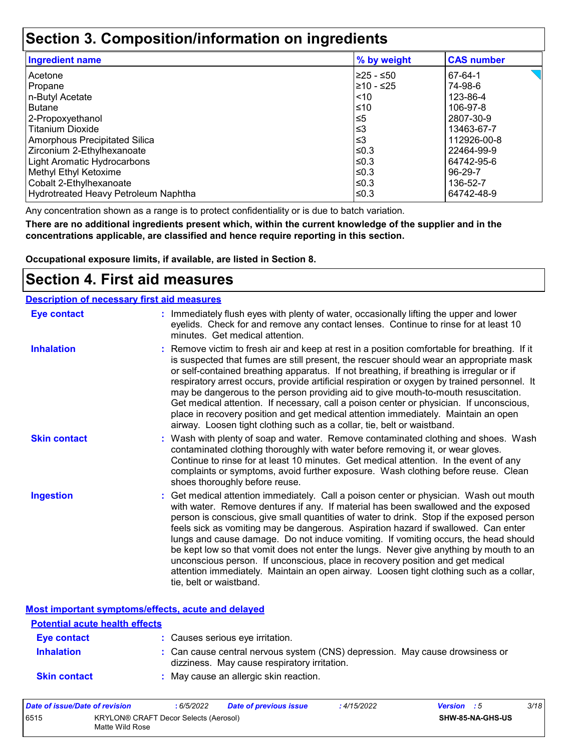# Section 3. Composition/information on ingredients

| Ingredient name | % by weight | CAS number |
|---|---|---|
| Acetone | ≥25 - ≤50 | 67-64-1 |
| Propane | ≥10 - ≤25 | 74-98-6 |
| n-Butyl Acetate | <10 | 123-86-4 |
| Butane | ≤10 | 106-97-8 |
| 2-Propoxyethanol | ≤5 | 2807-30-9 |
| Titanium Dioxide | ≤3 | 13463-67-7 |
| Amorphous Precipitated Silica | ≤3 | 112926-00-8 |
| Zirconium 2-Ethylhexanoate | ≤0.3 | 22464-99-9 |
| Light Aromatic Hydrocarbons | ≤0.3 | 64742-95-6 |
| Methyl Ethyl Ketoxime | ≤0.3 | 96-29-7 |
| Cobalt 2-Ethylhexanoate | ≤0.3 | 136-52-7 |
| Hydrotreated Heavy Petroleum Naphtha | ≤0.3 | 64742-48-9 |

Any concentration shown as a range is to protect confidentiality or is due to batch variation.

**There are no additional ingredients present which, within the current knowledge of the supplier and in the concentrations applicable, are classified and hence require reporting in this section.**

**Occupational exposure limits, if available, are listed in Section 8.**

# Section 4. First aid measures

## Description of necessary first aid measures

**Eye contact** : Immediately flush eyes with plenty of water, occasionally lifting the upper and lower eyelids. Check for and remove any contact lenses. Continue to rinse for at least 10 minutes. Get medical attention.

**Inhalation** : Remove victim to fresh air and keep at rest in a position comfortable for breathing. If it is suspected that fumes are still present, the rescuer should wear an appropriate mask or self-contained breathing apparatus. If not breathing, if breathing is irregular or if respiratory arrest occurs, provide artificial respiration or oxygen by trained personnel. It may be dangerous to the person providing aid to give mouth-to-mouth resuscitation. Get medical attention. If necessary, call a poison center or physician. If unconscious, place in recovery position and get medical attention immediately. Maintain an open airway. Loosen tight clothing such as a collar, tie, belt or waistband.

**Skin contact** : Wash with plenty of soap and water. Remove contaminated clothing and shoes. Wash contaminated clothing thoroughly with water before removing it, or wear gloves. Continue to rinse for at least 10 minutes. Get medical attention. In the event of any complaints or symptoms, avoid further exposure. Wash clothing before reuse. Clean shoes thoroughly before reuse.

**Ingestion** : Get medical attention immediately. Call a poison center or physician. Wash out mouth with water. Remove dentures if any. If material has been swallowed and the exposed person is conscious, give small quantities of water to drink. Stop if the exposed person feels sick as vomiting may be dangerous. Aspiration hazard if swallowed. Can enter lungs and cause damage. Do not induce vomiting. If vomiting occurs, the head should be kept low so that vomit does not enter the lungs. Never give anything by mouth to an unconscious person. If unconscious, place in recovery position and get medical attention immediately. Maintain an open airway. Loosen tight clothing such as a collar, tie, belt or waistband.

## Most important symptoms/effects, acute and delayed

### Potential acute health effects

**Eye contact** : Causes serious eye irritation.

**Inhalation** : Can cause central nervous system (CNS) depression. May cause drowsiness or dizziness. May cause respiratory irritation.

**Skin contact** : May cause an allergic skin reaction.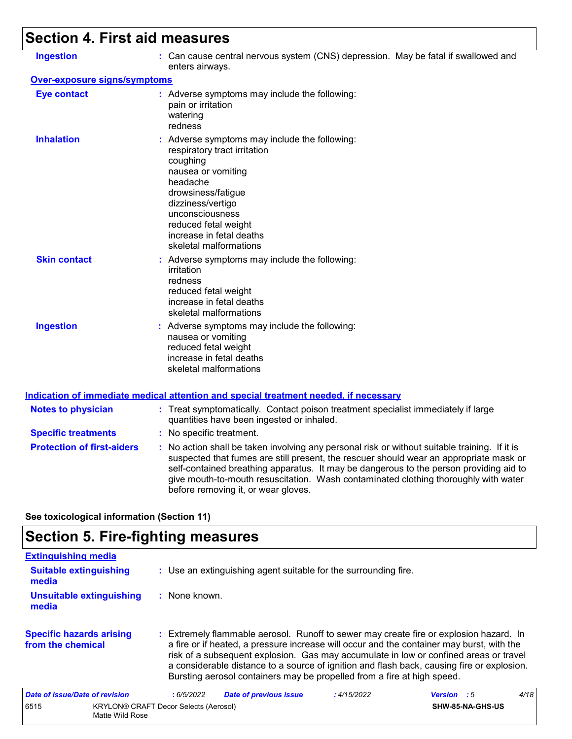## Section 4. First aid measures

**Ingestion** : Can cause central nervous system (CNS) depression. May be fatal if swallowed and enters airways.

**Over-exposure signs/symptoms**

**Eye contact** : Adverse symptoms may include the following:
pain or irritation
watering
redness

**Inhalation** : Adverse symptoms may include the following:
respiratory tract irritation
coughing
nausea or vomiting
headache
drowsiness/fatigue
dizziness/vertigo
unconsciousness
reduced fetal weight
increase in fetal deaths
skeletal malformations

**Skin contact** : Adverse symptoms may include the following:
irritation
redness
reduced fetal weight
increase in fetal deaths
skeletal malformations

**Ingestion** : Adverse symptoms may include the following:
nausea or vomiting
reduced fetal weight
increase in fetal deaths
skeletal malformations

**Indication of immediate medical attention and special treatment needed, if necessary**

**Notes to physician** : Treat symptomatically. Contact poison treatment specialist immediately if large quantities have been ingested or inhaled.

**Specific treatments** : No specific treatment.

**Protection of first-aiders** : No action shall be taken involving any personal risk or without suitable training. If it is suspected that fumes are still present, the rescuer should wear an appropriate mask or self-contained breathing apparatus. It may be dangerous to the person providing aid to give mouth-to-mouth resuscitation. Wash contaminated clothing thoroughly with water before removing it, or wear gloves.

**See toxicological information (Section 11)**

## Section 5. Fire-fighting measures

**Extinguishing media**

**Suitable extinguishing media** : Use an extinguishing agent suitable for the surrounding fire.

**Unsuitable extinguishing media** : None known.

**Specific hazards arising from the chemical** : Extremely flammable aerosol. Runoff to sewer may create fire or explosion hazard. In a fire or if heated, a pressure increase will occur and the container may burst, with the risk of a subsequent explosion. Gas may accumulate in low or confined areas or travel a considerable distance to a source of ignition and flash back, causing fire or explosion. Bursting aerosol containers may be propelled from a fire at high speed.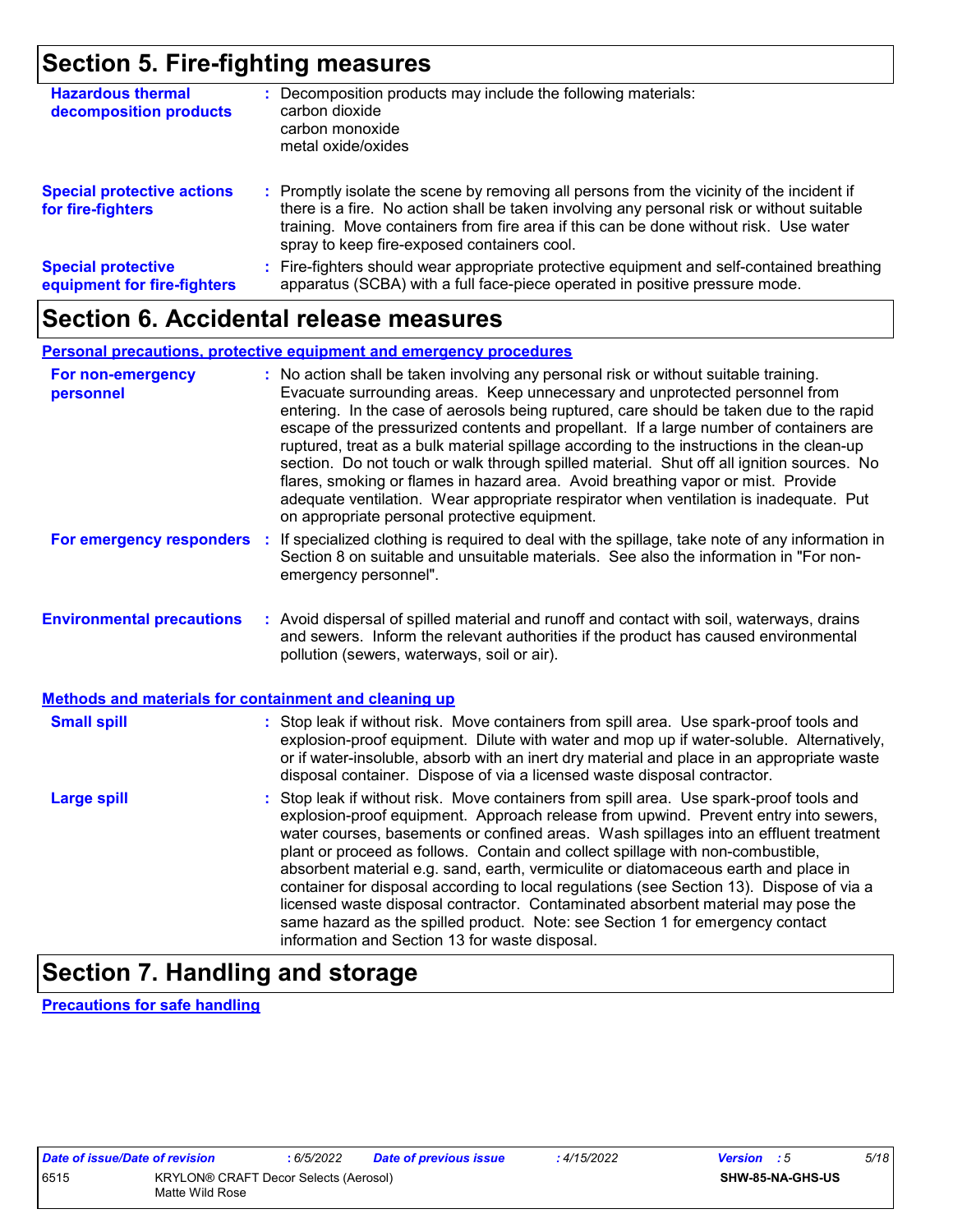## Section 5. Fire-fighting measures

**Hazardous thermal decomposition products** : Decomposition products may include the following materials:
carbon dioxide
carbon monoxide
metal oxide/oxides

**Special protective actions for fire-fighters** : Promptly isolate the scene by removing all persons from the vicinity of the incident if there is a fire. No action shall be taken involving any personal risk or without suitable training. Move containers from fire area if this can be done without risk. Use water spray to keep fire-exposed containers cool.

**Special protective equipment for fire-fighters** : Fire-fighters should wear appropriate protective equipment and self-contained breathing apparatus (SCBA) with a full face-piece operated in positive pressure mode.

## Section 6. Accidental release measures

### Personal precautions, protective equipment and emergency procedures

**For non-emergency personnel** : No action shall be taken involving any personal risk or without suitable training. Evacuate surrounding areas. Keep unnecessary and unprotected personnel from entering. In the case of aerosols being ruptured, care should be taken due to the rapid escape of the pressurized contents and propellant. If a large number of containers are ruptured, treat as a bulk material spillage according to the instructions in the clean-up section. Do not touch or walk through spilled material. Shut off all ignition sources. No flares, smoking or flames in hazard area. Avoid breathing vapor or mist. Provide adequate ventilation. Wear appropriate respirator when ventilation is inadequate. Put on appropriate personal protective equipment.

**For emergency responders** : If specialized clothing is required to deal with the spillage, take note of any information in Section 8 on suitable and unsuitable materials. See also the information in "For non-emergency personnel".

**Environmental precautions** : Avoid dispersal of spilled material and runoff and contact with soil, waterways, drains and sewers. Inform the relevant authorities if the product has caused environmental pollution (sewers, waterways, soil or air).

### Methods and materials for containment and cleaning up

**Small spill** : Stop leak if without risk. Move containers from spill area. Use spark-proof tools and explosion-proof equipment. Dilute with water and mop up if water-soluble. Alternatively, or if water-insoluble, absorb with an inert dry material and place in an appropriate waste disposal container. Dispose of via a licensed waste disposal contractor.

**Large spill** : Stop leak if without risk. Move containers from spill area. Use spark-proof tools and explosion-proof equipment. Approach release from upwind. Prevent entry into sewers, water courses, basements or confined areas. Wash spillages into an effluent treatment plant or proceed as follows. Contain and collect spillage with non-combustible, absorbent material e.g. sand, earth, vermiculite or diatomaceous earth and place in container for disposal according to local regulations (see Section 13). Dispose of via a licensed waste disposal contractor. Contaminated absorbent material may pose the same hazard as the spilled product. Note: see Section 1 for emergency contact information and Section 13 for waste disposal.

## Section 7. Handling and storage

### Precautions for safe handling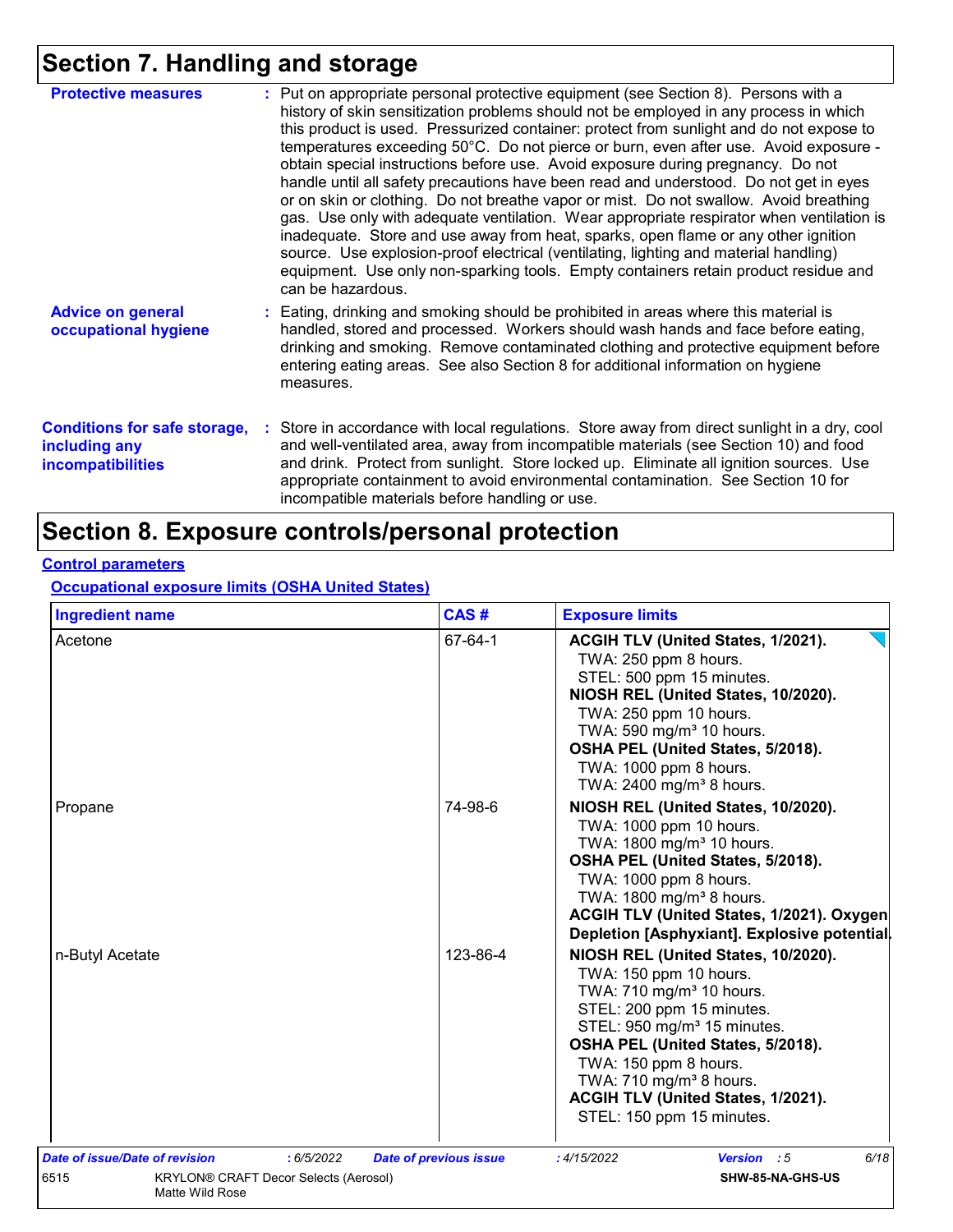## Section 7. Handling and storage

**Protective measures** : Put on appropriate personal protective equipment (see Section 8). Persons with a history of skin sensitization problems should not be employed in any process in which this product is used. Pressurized container: protect from sunlight and do not expose to temperatures exceeding 50°C. Do not pierce or burn, even after use. Avoid exposure - obtain special instructions before use. Avoid exposure during pregnancy. Do not handle until all safety precautions have been read and understood. Do not get in eyes or on skin or clothing. Do not breathe vapor or mist. Do not swallow. Avoid breathing gas. Use only with adequate ventilation. Wear appropriate respirator when ventilation is inadequate. Store and use away from heat, sparks, open flame or any other ignition source. Use explosion-proof electrical (ventilating, lighting and material handling) equipment. Use only non-sparking tools. Empty containers retain product residue and can be hazardous.

**Advice on general occupational hygiene** : Eating, drinking and smoking should be prohibited in areas where this material is handled, stored and processed. Workers should wash hands and face before eating, drinking and smoking. Remove contaminated clothing and protective equipment before entering eating areas. See also Section 8 for additional information on hygiene measures.

**Conditions for safe storage, including any incompatibilities** : Store in accordance with local regulations. Store away from direct sunlight in a dry, cool and well-ventilated area, away from incompatible materials (see Section 10) and food and drink. Protect from sunlight. Store locked up. Eliminate all ignition sources. Use appropriate containment to avoid environmental contamination. See Section 10 for incompatible materials before handling or use.

## Section 8. Exposure controls/personal protection

**Control parameters**

**Occupational exposure limits (OSHA United States)**

| Ingredient name | CAS # | Exposure limits |
|---|---|---|
| Acetone | 67-64-1 | **ACGIH TLV (United States, 1/2021).**<br>TWA: 250 ppm 8 hours.<br>STEL: 500 ppm 15 minutes.<br>**NIOSH REL (United States, 10/2020).**<br>TWA: 250 ppm 10 hours.<br>TWA: 590 mg/m³ 10 hours.<br>**OSHA PEL (United States, 5/2018).**<br>TWA: 1000 ppm 8 hours.<br>TWA: 2400 mg/m³ 8 hours. |
| Propane | 74-98-6 | **NIOSH REL (United States, 10/2020).**<br>TWA: 1000 ppm 10 hours.<br>TWA: 1800 mg/m³ 10 hours.<br>**OSHA PEL (United States, 5/2018).**<br>TWA: 1000 ppm 8 hours.<br>TWA: 1800 mg/m³ 8 hours.<br>**ACGIH TLV (United States, 1/2021). Oxygen Depletion [Asphyxiant]. Explosive potential.** |
| n-Butyl Acetate | 123-86-4 | **NIOSH REL (United States, 10/2020).**<br>TWA: 150 ppm 10 hours.<br>TWA: 710 mg/m³ 10 hours.<br>STEL: 200 ppm 15 minutes.<br>STEL: 950 mg/m³ 15 minutes.<br>**OSHA PEL (United States, 5/2018).**<br>TWA: 150 ppm 8 hours.<br>TWA: 710 mg/m³ 8 hours.<br>**ACGIH TLV (United States, 1/2021).**<br>STEL: 150 ppm 15 minutes. |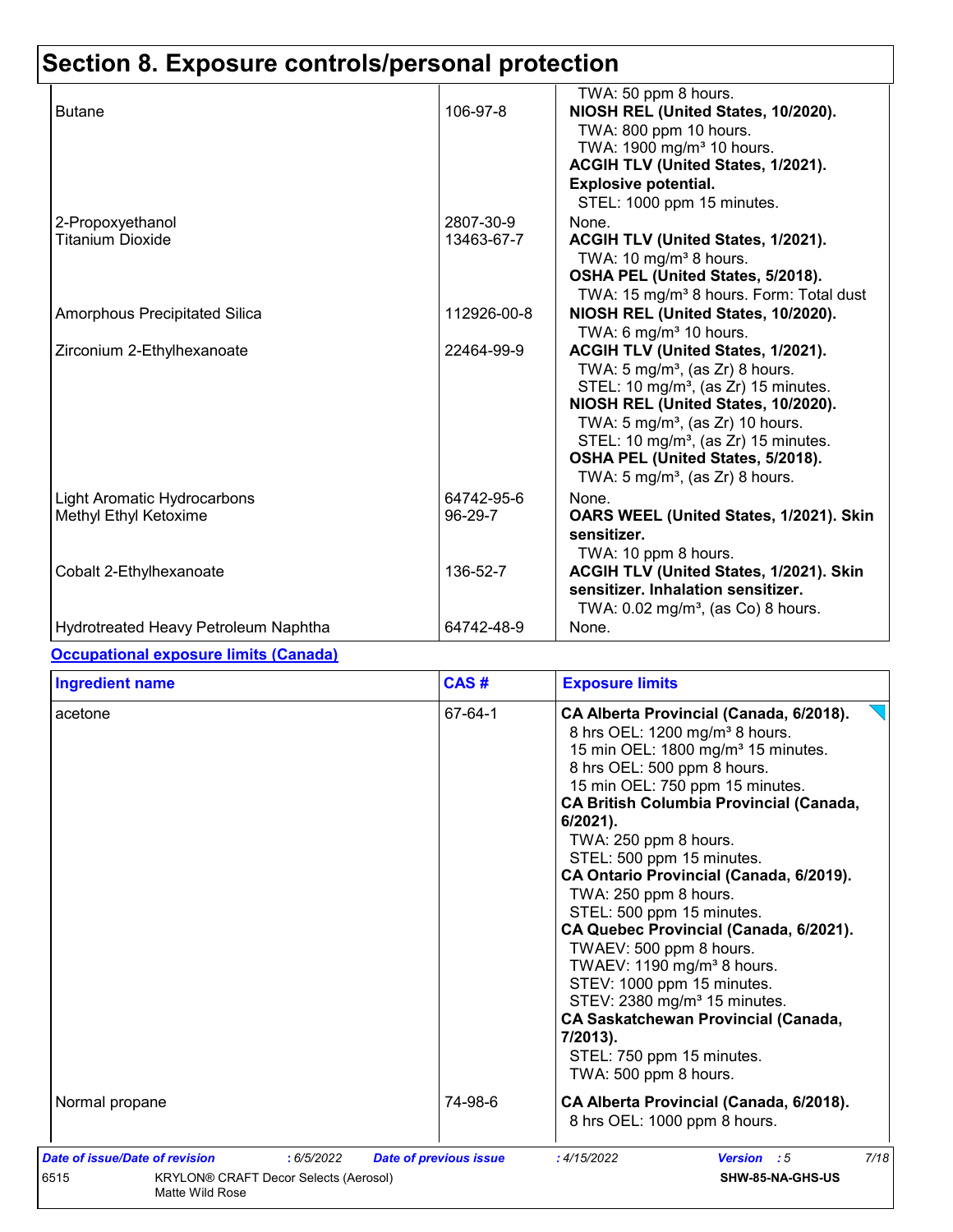# Section 8. Exposure controls/personal protection

| | | |
|---|---|---|
| | | TWA: 50 ppm 8 hours. |
| Butane | 106-97-8 | **NIOSH REL (United States, 10/2020).**<br>TWA: 800 ppm 10 hours.<br>TWA: 1900 mg/m³ 10 hours.<br>**ACGIH TLV (United States, 1/2021). Explosive potential.**<br>STEL: 1000 ppm 15 minutes. |
| 2-Propoxyethanol | 2807-30-9 | None. |
| Titanium Dioxide | 13463-67-7 | **ACGIH TLV (United States, 1/2021).**<br>TWA: 10 mg/m³ 8 hours.<br>**OSHA PEL (United States, 5/2018).**<br>TWA: 15 mg/m³ 8 hours. Form: Total dust |
| Amorphous Precipitated Silica | 112926-00-8 | **NIOSH REL (United States, 10/2020).**<br>TWA: 6 mg/m³ 10 hours. |
| Zirconium 2-Ethylhexanoate | 22464-99-9 | **ACGIH TLV (United States, 1/2021).**<br>TWA: 5 mg/m³, (as Zr) 8 hours.<br>STEL: 10 mg/m³, (as Zr) 15 minutes.<br>**NIOSH REL (United States, 10/2020).**<br>TWA: 5 mg/m³, (as Zr) 10 hours.<br>STEL: 10 mg/m³, (as Zr) 15 minutes.<br>**OSHA PEL (United States, 5/2018).**<br>TWA: 5 mg/m³, (as Zr) 8 hours. |
| Light Aromatic Hydrocarbons | 64742-95-6 | None. |
| Methyl Ethyl Ketoxime | 96-29-7 | **OARS WEEL (United States, 1/2021). Skin sensitizer.**<br>TWA: 10 ppm 8 hours. |
| Cobalt 2-Ethylhexanoate | 136-52-7 | **ACGIH TLV (United States, 1/2021). Skin sensitizer. Inhalation sensitizer.**<br>TWA: 0.02 mg/m³, (as Co) 8 hours. |
| Hydrotreated Heavy Petroleum Naphtha | 64742-48-9 | None. |

**Occupational exposure limits (Canada)**

| Ingredient name | CAS # | Exposure limits |
|---|---|---|
| acetone | 67-64-1 | **CA Alberta Provincial (Canada, 6/2018).**<br>8 hrs OEL: 1200 mg/m³ 8 hours.<br>15 min OEL: 1800 mg/m³ 15 minutes.<br>8 hrs OEL: 500 ppm 8 hours.<br>15 min OEL: 750 ppm 15 minutes.<br>**CA British Columbia Provincial (Canada, 6/2021).**<br>TWA: 250 ppm 8 hours.<br>STEL: 500 ppm 15 minutes.<br>**CA Ontario Provincial (Canada, 6/2019).**<br>TWA: 250 ppm 8 hours.<br>STEL: 500 ppm 15 minutes.<br>**CA Quebec Provincial (Canada, 6/2021).**<br>TWAEV: 500 ppm 8 hours.<br>TWAEV: 1190 mg/m³ 8 hours.<br>STEV: 1000 ppm 15 minutes.<br>STEV: 2380 mg/m³ 15 minutes.<br>**CA Saskatchewan Provincial (Canada, 7/2013).**<br>STEL: 750 ppm 15 minutes.<br>TWA: 500 ppm 8 hours. |
| Normal propane | 74-98-6 | **CA Alberta Provincial (Canada, 6/2018).**<br>8 hrs OEL: 1000 ppm 8 hours. |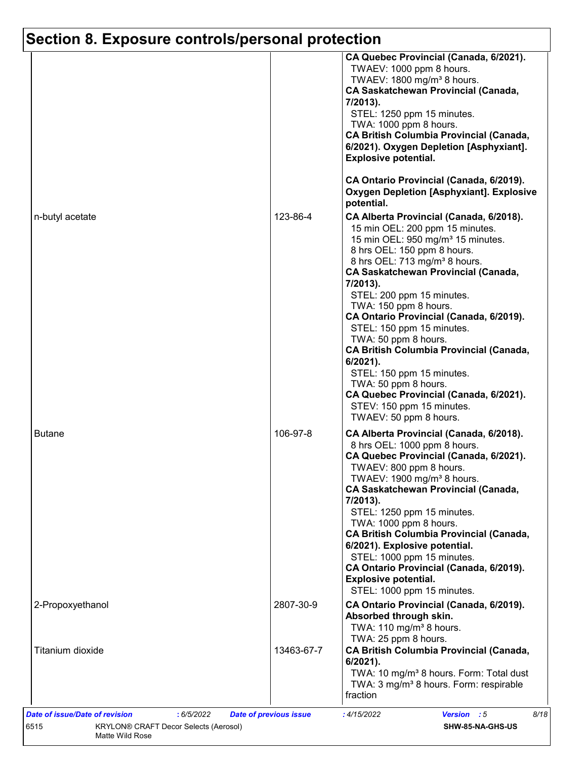## Section 8. Exposure controls/personal protection

| | | |
|---|---|---|
| | | **CA Quebec Provincial (Canada, 6/2021).**<br>TWAEV: 1000 ppm 8 hours.<br>TWAEV: 1800 mg/m³ 8 hours.<br>**CA Saskatchewan Provincial (Canada, 7/2013).**<br>STEL: 1250 ppm 15 minutes.<br>TWA: 1000 ppm 8 hours.<br>**CA British Columbia Provincial (Canada, 6/2021). Oxygen Depletion [Asphyxiant]. Explosive potential.**<br><br>**CA Ontario Provincial (Canada, 6/2019). Oxygen Depletion [Asphyxiant]. Explosive potential.** |
| n-butyl acetate | 123-86-4 | **CA Alberta Provincial (Canada, 6/2018).**<br>15 min OEL: 200 ppm 15 minutes.<br>15 min OEL: 950 mg/m³ 15 minutes.<br>8 hrs OEL: 150 ppm 8 hours.<br>8 hrs OEL: 713 mg/m³ 8 hours.<br>**CA Saskatchewan Provincial (Canada, 7/2013).**<br>STEL: 200 ppm 15 minutes.<br>TWA: 150 ppm 8 hours.<br>**CA Ontario Provincial (Canada, 6/2019).**<br>STEL: 150 ppm 15 minutes.<br>TWA: 50 ppm 8 hours.<br>**CA British Columbia Provincial (Canada, 6/2021).**<br>STEL: 150 ppm 15 minutes.<br>TWA: 50 ppm 8 hours.<br>**CA Quebec Provincial (Canada, 6/2021).**<br>STEV: 150 ppm 15 minutes.<br>TWAEV: 50 ppm 8 hours. |
| Butane | 106-97-8 | **CA Alberta Provincial (Canada, 6/2018).**<br>8 hrs OEL: 1000 ppm 8 hours.<br>**CA Quebec Provincial (Canada, 6/2021).**<br>TWAEV: 800 ppm 8 hours.<br>TWAEV: 1900 mg/m³ 8 hours.<br>**CA Saskatchewan Provincial (Canada, 7/2013).**<br>STEL: 1250 ppm 15 minutes.<br>TWA: 1000 ppm 8 hours.<br>**CA British Columbia Provincial (Canada, 6/2021). Explosive potential.**<br>STEL: 1000 ppm 15 minutes.<br>**CA Ontario Provincial (Canada, 6/2019). Explosive potential.**<br>STEL: 1000 ppm 15 minutes. |
| 2-Propoxyethanol | 2807-30-9 | **CA Ontario Provincial (Canada, 6/2019). Absorbed through skin.**<br>TWA: 110 mg/m³ 8 hours.<br>TWA: 25 ppm 8 hours. |
| Titanium dioxide | 13463-67-7 | **CA British Columbia Provincial (Canada, 6/2021).**<br>TWA: 10 mg/m³ 8 hours. Form: Total dust<br>TWA: 3 mg/m³ 8 hours. Form: respirable fraction |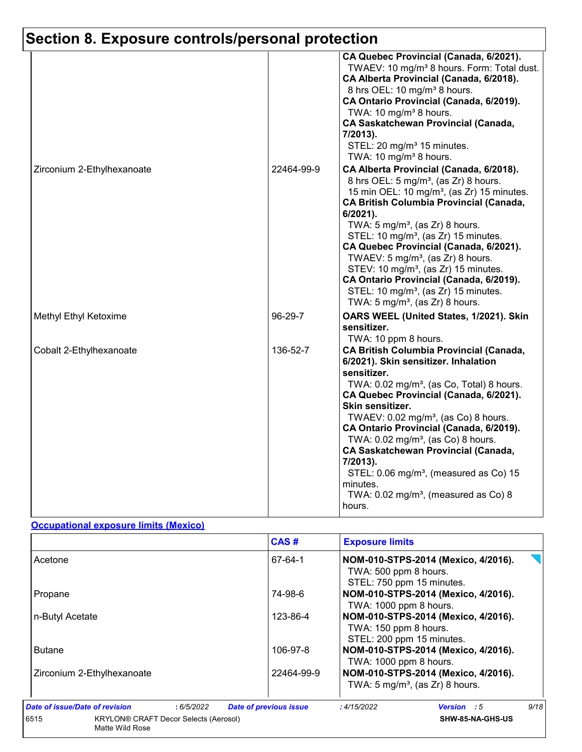## Section 8. Exposure controls/personal protection

| | | |
|---|---|---|
| | | **CA Quebec Provincial (Canada, 6/2021).**<br>TWAEV: 10 mg/m³ 8 hours. Form: Total dust.<br>**CA Alberta Provincial (Canada, 6/2018).**<br>8 hrs OEL: 10 mg/m³ 8 hours.<br>**CA Ontario Provincial (Canada, 6/2019).**<br>TWA: 10 mg/m³ 8 hours.<br>**CA Saskatchewan Provincial (Canada, 7/2013).**<br>STEL: 20 mg/m³ 15 minutes.<br>TWA: 10 mg/m³ 8 hours. |
| Zirconium 2-Ethylhexanoate | 22464-99-9 | **CA Alberta Provincial (Canada, 6/2018).**<br>8 hrs OEL: 5 mg/m³, (as Zr) 8 hours.<br>15 min OEL: 10 mg/m³, (as Zr) 15 minutes.<br>**CA British Columbia Provincial (Canada, 6/2021).**<br>TWA: 5 mg/m³, (as Zr) 8 hours.<br>STEL: 10 mg/m³, (as Zr) 15 minutes.<br>**CA Quebec Provincial (Canada, 6/2021).**<br>TWAEV: 5 mg/m³, (as Zr) 8 hours.<br>STEV: 10 mg/m³, (as Zr) 15 minutes.<br>**CA Ontario Provincial (Canada, 6/2019).**<br>STEL: 10 mg/m³, (as Zr) 15 minutes.<br>TWA: 5 mg/m³, (as Zr) 8 hours. |
| Methyl Ethyl Ketoxime | 96-29-7 | **OARS WEEL (United States, 1/2021). Skin sensitizer.**<br>TWA: 10 ppm 8 hours. |
| Cobalt 2-Ethylhexanoate | 136-52-7 | **CA British Columbia Provincial (Canada, 6/2021). Skin sensitizer. Inhalation sensitizer.**<br>TWA: 0.02 mg/m³, (as Co, Total) 8 hours.<br>**CA Quebec Provincial (Canada, 6/2021). Skin sensitizer.**<br>TWAEV: 0.02 mg/m³, (as Co) 8 hours.<br>**CA Ontario Provincial (Canada, 6/2019).**<br>TWA: 0.02 mg/m³, (as Co) 8 hours.<br>**CA Saskatchewan Provincial (Canada, 7/2013).**<br>STEL: 0.06 mg/m³, (measured as Co) 15 minutes.<br>TWA: 0.02 mg/m³, (measured as Co) 8 hours. |

**Occupational exposure limits (Mexico)**

| | CAS # | Exposure limits |
|---|---|---|
| Acetone | 67-64-1 | **NOM-010-STPS-2014 (Mexico, 4/2016).**<br>TWA: 500 ppm 8 hours.<br>STEL: 750 ppm 15 minutes. |
| Propane | 74-98-6 | **NOM-010-STPS-2014 (Mexico, 4/2016).**<br>TWA: 1000 ppm 8 hours. |
| n-Butyl Acetate | 123-86-4 | **NOM-010-STPS-2014 (Mexico, 4/2016).**<br>TWA: 150 ppm 8 hours.<br>STEL: 200 ppm 15 minutes. |
| Butane | 106-97-8 | **NOM-010-STPS-2014 (Mexico, 4/2016).**<br>TWA: 1000 ppm 8 hours. |
| Zirconium 2-Ethylhexanoate | 22464-99-9 | **NOM-010-STPS-2014 (Mexico, 4/2016).**<br>TWA: 5 mg/m³, (as Zr) 8 hours. |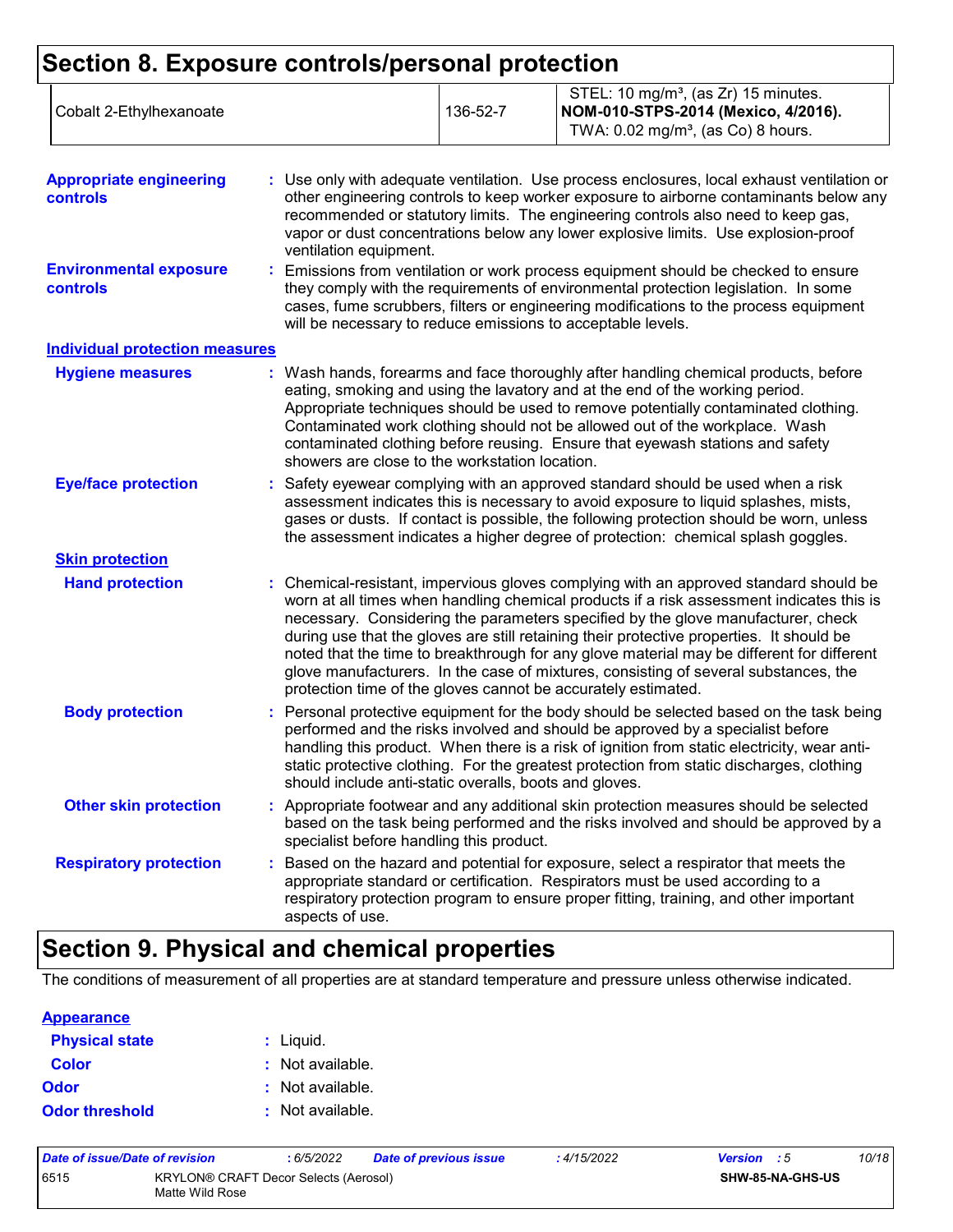# Section 8. Exposure controls/personal protection

| Cobalt 2-Ethylhexanoate | 136-52-7 | STEL: 10 mg/m³, (as Zr) 15 minutes. **NOM-010-STPS-2014 (Mexico, 4/2016).** TWA: 0.02 mg/m³, (as Co) 8 hours. |
|---|---|---|

**Appropriate engineering controls** : Use only with adequate ventilation. Use process enclosures, local exhaust ventilation or other engineering controls to keep worker exposure to airborne contaminants below any recommended or statutory limits. The engineering controls also need to keep gas, vapor or dust concentrations below any lower explosive limits. Use explosion-proof ventilation equipment.

**Environmental exposure controls** : Emissions from ventilation or work process equipment should be checked to ensure they comply with the requirements of environmental protection legislation. In some cases, fume scrubbers, filters or engineering modifications to the process equipment will be necessary to reduce emissions to acceptable levels.

**Individual protection measures**

**Hygiene measures** : Wash hands, forearms and face thoroughly after handling chemical products, before eating, smoking and using the lavatory and at the end of the working period. Appropriate techniques should be used to remove potentially contaminated clothing. Contaminated work clothing should not be allowed out of the workplace. Wash contaminated clothing before reusing. Ensure that eyewash stations and safety showers are close to the workstation location.

**Eye/face protection** : Safety eyewear complying with an approved standard should be used when a risk assessment indicates this is necessary to avoid exposure to liquid splashes, mists, gases or dusts. If contact is possible, the following protection should be worn, unless the assessment indicates a higher degree of protection: chemical splash goggles.

**Skin protection**

**Hand protection** : Chemical-resistant, impervious gloves complying with an approved standard should be worn at all times when handling chemical products if a risk assessment indicates this is necessary. Considering the parameters specified by the glove manufacturer, check during use that the gloves are still retaining their protective properties. It should be noted that the time to breakthrough for any glove material may be different for different glove manufacturers. In the case of mixtures, consisting of several substances, the protection time of the gloves cannot be accurately estimated.

**Body protection** : Personal protective equipment for the body should be selected based on the task being performed and the risks involved and should be approved by a specialist before handling this product. When there is a risk of ignition from static electricity, wear anti-static protective clothing. For the greatest protection from static discharges, clothing should include anti-static overalls, boots and gloves.

**Other skin protection** : Appropriate footwear and any additional skin protection measures should be selected based on the task being performed and the risks involved and should be approved by a specialist before handling this product.

**Respiratory protection** : Based on the hazard and potential for exposure, select a respirator that meets the appropriate standard or certification. Respirators must be used according to a respiratory protection program to ensure proper fitting, training, and other important aspects of use.

# Section 9. Physical and chemical properties

The conditions of measurement of all properties are at standard temperature and pressure unless otherwise indicated.

**Appearance**

**Physical state** : Liquid.

**Color** : Not available.

**Odor** : Not available.

**Odor threshold** : Not available.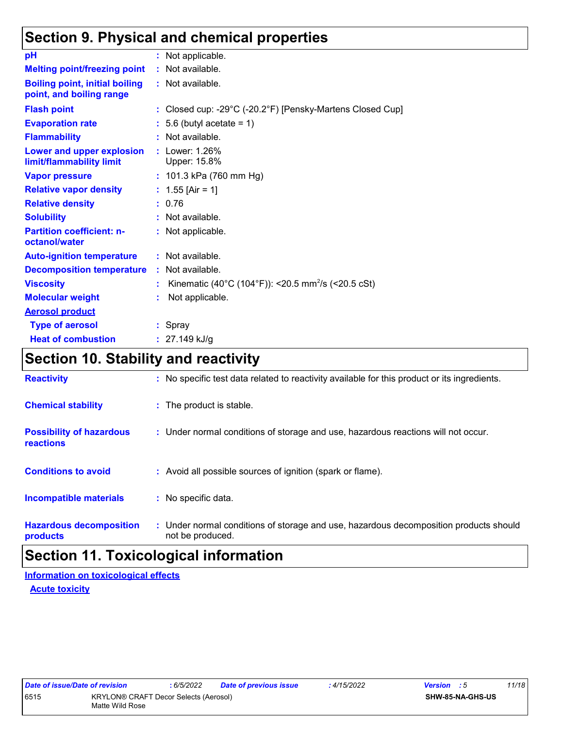## Section 9. Physical and chemical properties

| | |
|---|---|
| **pH** | : Not applicable. |
| **Melting point/freezing point** | : Not available. |
| **Boiling point, initial boiling point, and boiling range** | : Not available. |
| **Flash point** | : Closed cup: -29°C (-20.2°F) [Pensky-Martens Closed Cup] |
| **Evaporation rate** | : 5.6 (butyl acetate = 1) |
| **Flammability** | : Not available. |
| **Lower and upper explosion limit/flammability limit** | : Lower: 1.26%<br>Upper: 15.8% |
| **Vapor pressure** | : 101.3 kPa (760 mm Hg) |
| **Relative vapor density** | : 1.55 [Air = 1] |
| **Relative density** | : 0.76 |
| **Solubility** | : Not available. |
| **Partition coefficient: n-octanol/water** | : Not applicable. |
| **Auto-ignition temperature** | : Not available. |
| **Decomposition temperature** | : Not available. |
| **Viscosity** | : Kinematic (40°C (104°F)): <20.5 $mm^2/s$ (<20.5 cSt) |
| **Molecular weight** | : Not applicable. |

**Aerosol product**

| | |
|---|---|
| **Type of aerosol** | : Spray |
| **Heat of combustion** | : 27.149 kJ/g |

## Section 10. Stability and reactivity

| | |
|---|---|
| **Reactivity** | : No specific test data related to reactivity available for this product or its ingredients. |
| **Chemical stability** | : The product is stable. |
| **Possibility of hazardous reactions** | : Under normal conditions of storage and use, hazardous reactions will not occur. |
| **Conditions to avoid** | : Avoid all possible sources of ignition (spark or flame). |
| **Incompatible materials** | : No specific data. |
| **Hazardous decomposition products** | : Under normal conditions of storage and use, hazardous decomposition products should not be produced. |

## Section 11. Toxicological information

**Information on toxicological effects**

**Acute toxicity**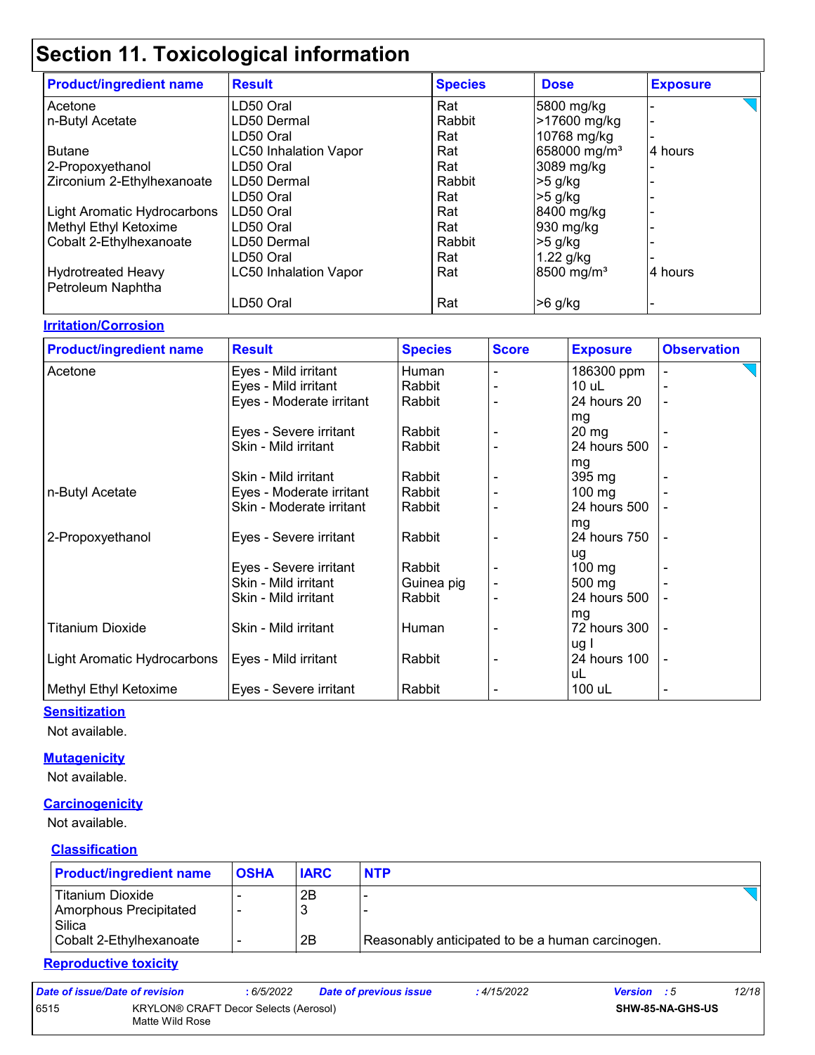# Section 11. Toxicological information

| Product/ingredient name | Result | Species | Dose | Exposure |
|---|---|---|---|---|
| Acetone | LD50 Oral | Rat | 5800 mg/kg | - |
| n-Butyl Acetate | LD50 Dermal | Rabbit | >17600 mg/kg | - |
| | LD50 Oral | Rat | 10768 mg/kg | - |
| Butane | LC50 Inhalation Vapor | Rat | 658000 mg/m³ | 4 hours |
| 2-Propoxyethanol | LD50 Oral | Rat | 3089 mg/kg | - |
| Zirconium 2-Ethylhexanoate | LD50 Dermal | Rabbit | >5 g/kg | - |
| | LD50 Oral | Rat | >5 g/kg | - |
| Light Aromatic Hydrocarbons | LD50 Oral | Rat | 8400 mg/kg | - |
| Methyl Ethyl Ketoxime | LD50 Oral | Rat | 930 mg/kg | - |
| Cobalt 2-Ethylhexanoate | LD50 Dermal | Rabbit | >5 g/kg | - |
| | LD50 Oral | Rat | 1.22 g/kg | - |
| Hydrotreated Heavy Petroleum Naphtha | LC50 Inhalation Vapor | Rat | 8500 mg/m³ | 4 hours |
| | LD50 Oral | Rat | >6 g/kg | - |

## Irritation/Corrosion

| Product/ingredient name | Result | Species | Score | Exposure | Observation |
|---|---|---|---|---|---|
| Acetone | Eyes - Mild irritant | Human | - | 186300 ppm | - |
| | Eyes - Mild irritant | Rabbit | - | 10 uL | - |
| | Eyes - Moderate irritant | Rabbit | - | 24 hours 20 mg | - |
| | Eyes - Severe irritant | Rabbit | - | 20 mg | - |
| | Skin - Mild irritant | Rabbit | - | 24 hours 500 mg | - |
| | Skin - Mild irritant | Rabbit | - | 395 mg | - |
| n-Butyl Acetate | Eyes - Moderate irritant | Rabbit | - | 100 mg | - |
| | Skin - Moderate irritant | Rabbit | - | 24 hours 500 mg | - |
| 2-Propoxyethanol | Eyes - Severe irritant | Rabbit | - | 24 hours 750 ug | - |
| | Eyes - Severe irritant | Rabbit | - | 100 mg | - |
| | Skin - Mild irritant | Guinea pig | - | 500 mg | - |
| | Skin - Mild irritant | Rabbit | - | 24 hours 500 mg | - |
| Titanium Dioxide | Skin - Mild irritant | Human | - | 72 hours 300 ug I | - |
| Light Aromatic Hydrocarbons | Eyes - Mild irritant | Rabbit | - | 24 hours 100 uL | - |
| Methyl Ethyl Ketoxime | Eyes - Severe irritant | Rabbit | - | 100 uL | - |

## Sensitization

Not available.

## Mutagenicity

Not available.

## Carcinogenicity

Not available.

### Classification

| Product/ingredient name | OSHA | IARC | NTP |
|---|---|---|---|
| Titanium Dioxide | - | 2B | - |
| Amorphous Precipitated Silica | - | 3 | - |
| Cobalt 2-Ethylhexanoate | - | 2B | Reasonably anticipated to be a human carcinogen. |

## Reproductive toxicity

| Date of issue/Date of revision | : 6/5/2022 | Date of previous issue | : 4/15/2022 | Version : 5 |
|---|---|---|---|---|
| 6515 | KRYLON® CRAFT Decor Selects (Aerosol) Matte Wild Rose | | | SHW-85-NA-GHS-US |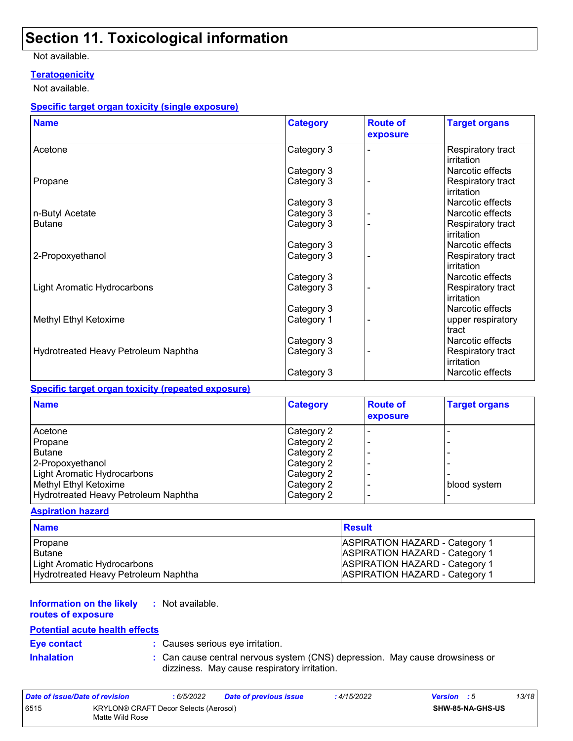# Section 11. Toxicological information

Not available.

**Teratogenicity**

Not available.

**Specific target organ toxicity (single exposure)**

| Name | Category | Route of exposure | Target organs |
|---|---|---|---|
| Acetone | Category 3 | - | Respiratory tract irritation |
| | Category 3 | | Narcotic effects |
| Propane | Category 3 | - | Respiratory tract irritation |
| | Category 3 | | Narcotic effects |
| n-Butyl Acetate | Category 3 | - | Narcotic effects |
| Butane | Category 3 | - | Respiratory tract irritation |
| | Category 3 | | Narcotic effects |
| 2-Propoxyethanol | Category 3 | - | Respiratory tract irritation |
| | Category 3 | | Narcotic effects |
| Light Aromatic Hydrocarbons | Category 3 | - | Respiratory tract irritation |
| | Category 3 | | Narcotic effects |
| Methyl Ethyl Ketoxime | Category 1 | - | upper respiratory tract |
| | Category 3 | | Narcotic effects |
| Hydrotreated Heavy Petroleum Naphtha | Category 3 | - | Respiratory tract irritation |
| | Category 3 | | Narcotic effects |

**Specific target organ toxicity (repeated exposure)**

| Name | Category | Route of exposure | Target organs |
|---|---|---|---|
| Acetone | Category 2 | - | - |
| Propane | Category 2 | - | - |
| Butane | Category 2 | - | - |
| 2-Propoxyethanol | Category 2 | - | - |
| Light Aromatic Hydrocarbons | Category 2 | - | - |
| Methyl Ethyl Ketoxime | Category 2 | - | blood system |
| Hydrotreated Heavy Petroleum Naphtha | Category 2 | - | - |

**Aspiration hazard**

| Name | Result |
|---|---|
| Propane | ASPIRATION HAZARD - Category 1 |
| Butane | ASPIRATION HAZARD - Category 1 |
| Light Aromatic Hydrocarbons | ASPIRATION HAZARD - Category 1 |
| Hydrotreated Heavy Petroleum Naphtha | ASPIRATION HAZARD - Category 1 |

**Information on the likely routes of exposure** : Not available.

**Potential acute health effects**

**Eye contact** : Causes serious eye irritation.

**Inhalation** : Can cause central nervous system (CNS) depression. May cause drowsiness or dizziness. May cause respiratory irritation.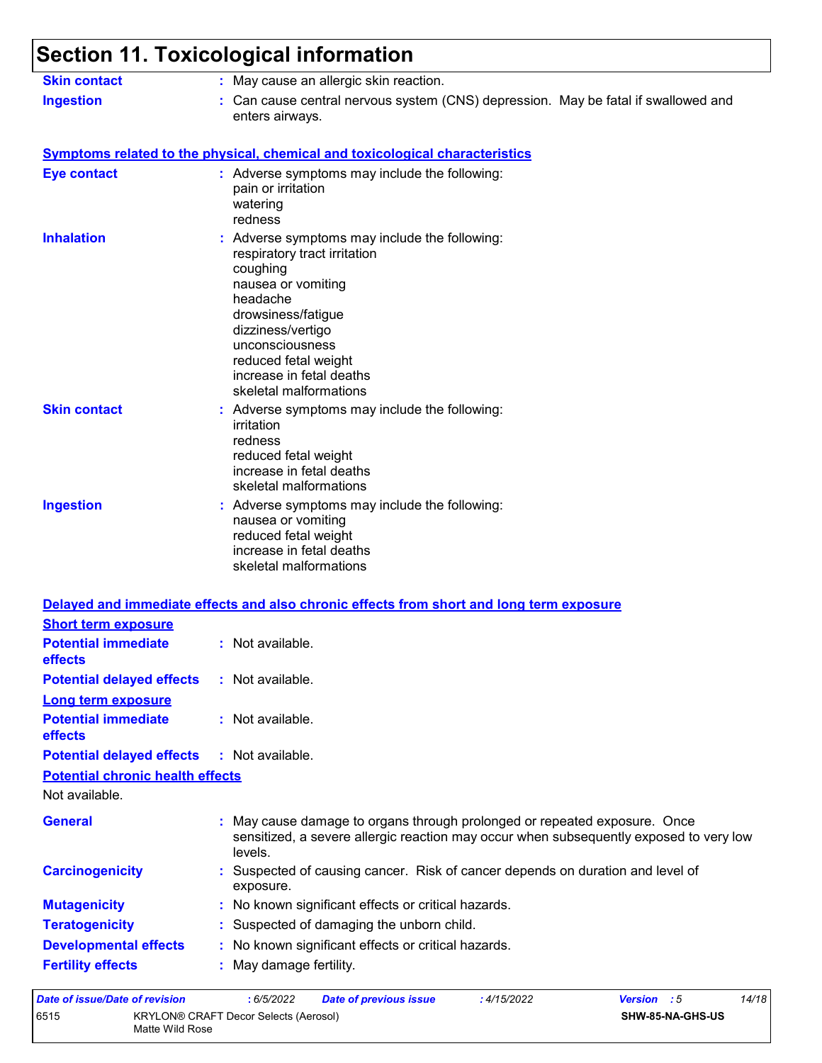# Section 11. Toxicological information

**Skin contact** : May cause an allergic skin reaction.

**Ingestion** : Can cause central nervous system (CNS) depression. May be fatal if swallowed and enters airways.

## Symptoms related to the physical, chemical and toxicological characteristics

**Eye contact** : Adverse symptoms may include the following:
pain or irritation
watering
redness

**Inhalation** : Adverse symptoms may include the following:
respiratory tract irritation
coughing
nausea or vomiting
headache
drowsiness/fatigue
dizziness/vertigo
unconsciousness
reduced fetal weight
increase in fetal deaths
skeletal malformations

**Skin contact** : Adverse symptoms may include the following:
irritation
redness
reduced fetal weight
increase in fetal deaths
skeletal malformations

**Ingestion** : Adverse symptoms may include the following:
nausea or vomiting
reduced fetal weight
increase in fetal deaths
skeletal malformations

## Delayed and immediate effects and also chronic effects from short and long term exposure

### Short term exposure

**Potential immediate effects** : Not available.

**Potential delayed effects** : Not available.

### Long term exposure

**Potential immediate effects** : Not available.

**Potential delayed effects** : Not available.

### Potential chronic health effects

Not available.

**General** : May cause damage to organs through prolonged or repeated exposure. Once sensitized, a severe allergic reaction may occur when subsequently exposed to very low levels.

**Carcinogenicity** : Suspected of causing cancer. Risk of cancer depends on duration and level of exposure.

**Mutagenicity** : No known significant effects or critical hazards.

**Teratogenicity** : Suspected of damaging the unborn child.

**Developmental effects** : No known significant effects or critical hazards.

**Fertility effects** : May damage fertility.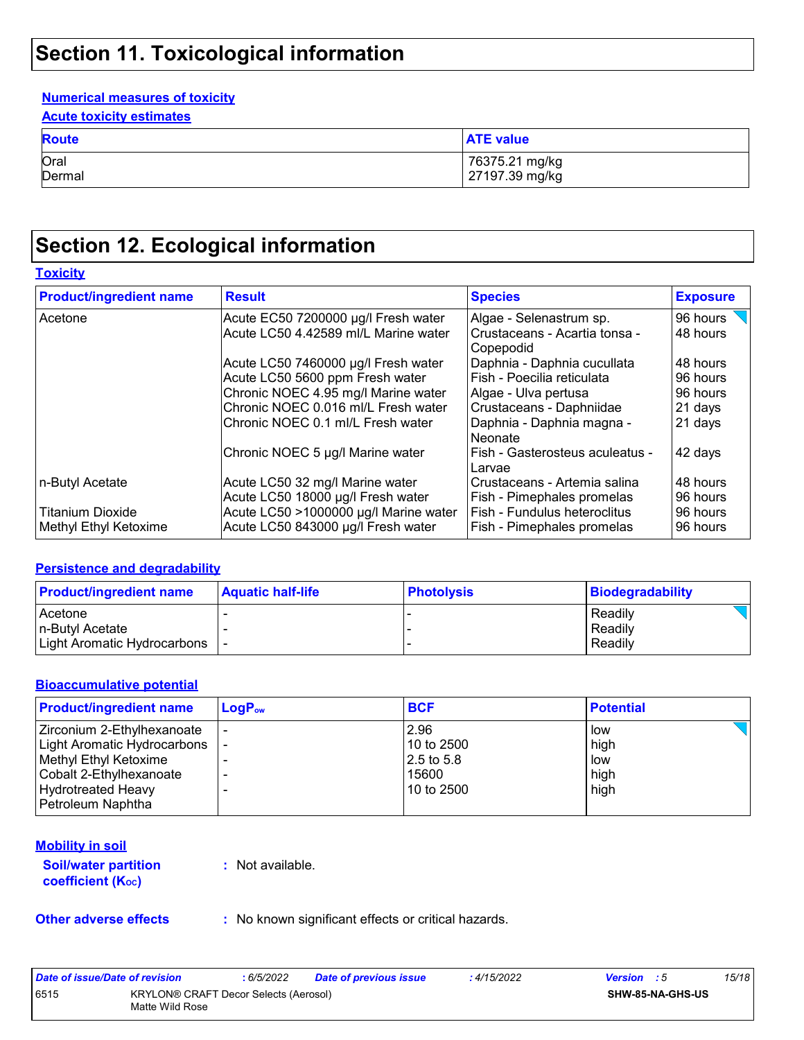# Section 11. Toxicological information

**Numerical measures of toxicity**

**Acute toxicity estimates**

| Route | ATE value |
|---|---|
| Oral | 76375.21 mg/kg |
| Dermal | 27197.39 mg/kg |

# Section 12. Ecological information

**Toxicity**

| Product/ingredient name | Result | Species | Exposure |
|---|---|---|---|
| Acetone | Acute EC50 7200000 µg/l Fresh water | Algae - Selenastrum sp. | 96 hours |
| | Acute LC50 4.42589 ml/L Marine water | Crustaceans - Acartia tonsa - Copepodid | 48 hours |
| | Acute LC50 7460000 µg/l Fresh water | Daphnia - Daphnia cucullata | 48 hours |
| | Acute LC50 5600 ppm Fresh water | Fish - Poecilia reticulata | 96 hours |
| | Chronic NOEC 4.95 mg/l Marine water | Algae - Ulva pertusa | 96 hours |
| | Chronic NOEC 0.016 ml/L Fresh water | Crustaceans - Daphniidae | 21 days |
| | Chronic NOEC 0.1 ml/L Fresh water | Daphnia - Daphnia magna - Neonate | 21 days |
| | Chronic NOEC 5 µg/l Marine water | Fish - Gasterosteus aculeatus - Larvae | 42 days |
| n-Butyl Acetate | Acute LC50 32 mg/l Marine water | Crustaceans - Artemia salina | 48 hours |
| | Acute LC50 18000 µg/l Fresh water | Fish - Pimephales promelas | 96 hours |
| Titanium Dioxide | Acute LC50 >1000000 µg/l Marine water | Fish - Fundulus heteroclitus | 96 hours |
| Methyl Ethyl Ketoxime | Acute LC50 843000 µg/l Fresh water | Fish - Pimephales promelas | 96 hours |

**Persistence and degradability**

| Product/ingredient name | Aquatic half-life | Photolysis | Biodegradability |
|---|---|---|---|
| Acetone | - | - | Readily |
| n-Butyl Acetate | - | - | Readily |
| Light Aromatic Hydrocarbons | - | - | Readily |

**Bioaccumulative potential**

| Product/ingredient name | $LogP_{ow}$ | BCF | Potential |
|---|---|---|---|
| Zirconium 2-Ethylhexanoate | - | 2.96 | low |
| Light Aromatic Hydrocarbons | - | 10 to 2500 | high |
| Methyl Ethyl Ketoxime | - | 2.5 to 5.8 | low |
| Cobalt 2-Ethylhexanoate | - | 15600 | high |
| Hydrotreated Heavy Petroleum Naphtha | - | 10 to 2500 | high |

**Mobility in soil**

**Soil/water partition coefficient ($K_{OC}$)** : Not available.

**Other adverse effects** : No known significant effects or critical hazards.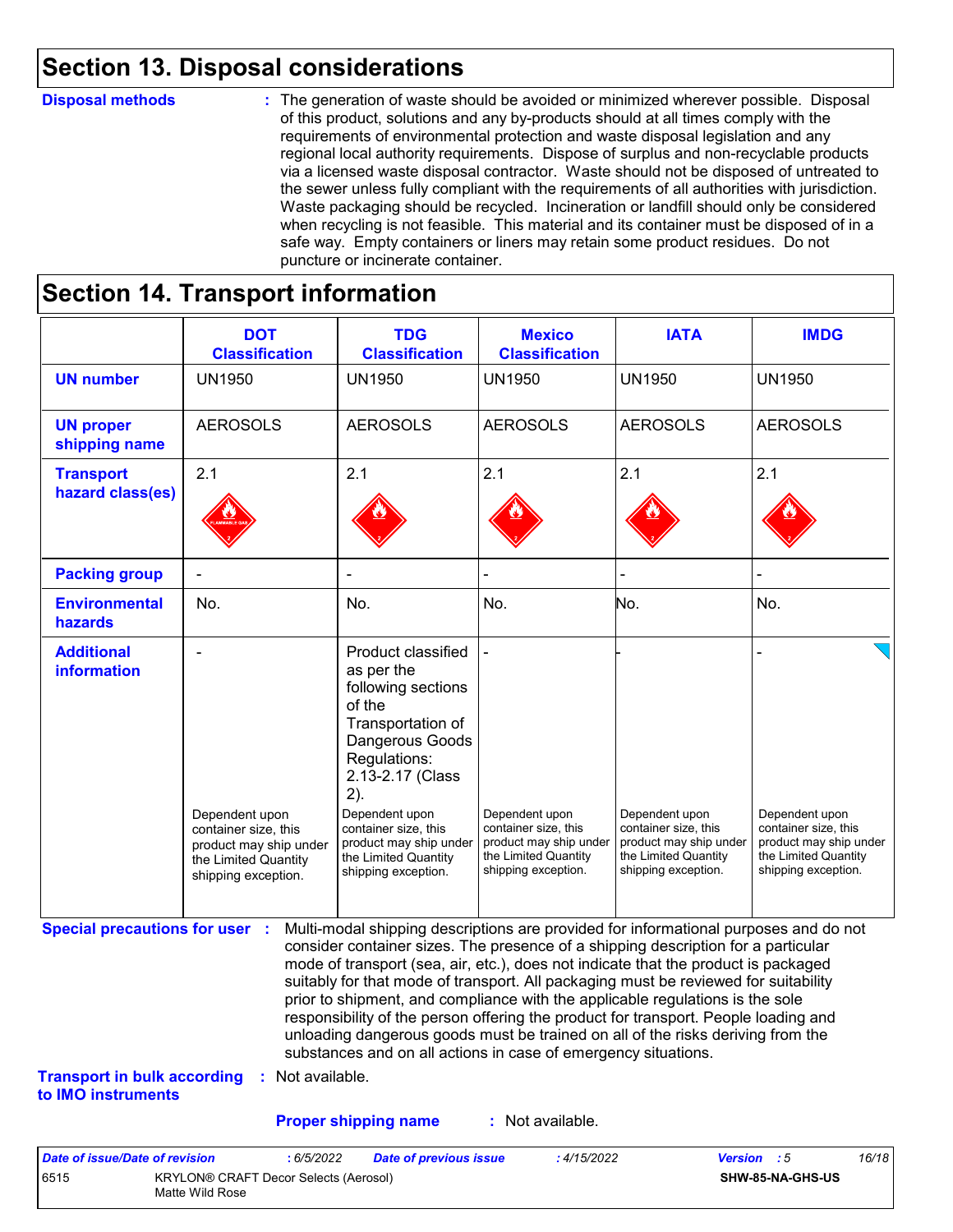## Section 13. Disposal considerations

**Disposal methods** : The generation of waste should be avoided or minimized wherever possible. Disposal of this product, solutions and any by-products should at all times comply with the requirements of environmental protection and waste disposal legislation and any regional local authority requirements. Dispose of surplus and non-recyclable products via a licensed waste disposal contractor. Waste should not be disposed of untreated to the sewer unless fully compliant with the requirements of all authorities with jurisdiction. Waste packaging should be recycled. Incineration or landfill should only be considered when recycling is not feasible. This material and its container must be disposed of in a safe way. Empty containers or liners may retain some product residues. Do not puncture or incinerate container.

## Section 14. Transport information

| | DOT Classification | TDG Classification | Mexico Classification | IATA | IMDG |
|---|---|---|---|---|---|
| **UN number** | UN1950 | UN1950 | UN1950 | UN1950 | UN1950 |
| **UN proper shipping name** | AEROSOLS | AEROSOLS | AEROSOLS | AEROSOLS | AEROSOLS |
| **Transport hazard class(es)** | 2.1 | 2.1 | 2.1 | 2.1 | 2.1 |
| **Packing group** | - | - | - | - | - |
| **Environmental hazards** | No. | No. | No. | No. | No. |
| **Additional information** | - Dependent upon container size, this product may ship under the Limited Quantity shipping exception. | Product classified as per the following sections of the Transportation of Dangerous Goods Regulations: 2.13-2.17 (Class 2). Dependent upon container size, this product may ship under the Limited Quantity shipping exception. | - Dependent upon container size, this product may ship under the Limited Quantity shipping exception. | - Dependent upon container size, this product may ship under the Limited Quantity shipping exception. | - Dependent upon container size, this product may ship under the Limited Quantity shipping exception. |

**Special precautions for user** : Multi-modal shipping descriptions are provided for informational purposes and do not consider container sizes. The presence of a shipping description for a particular mode of transport (sea, air, etc.), does not indicate that the product is packaged suitably for that mode of transport. All packaging must be reviewed for suitability prior to shipment, and compliance with the applicable regulations is the sole responsibility of the person offering the product for transport. People loading and unloading dangerous goods must be trained on all of the risks deriving from the substances and on all actions in case of emergency situations.

**Transport in bulk according to IMO instruments** : Not available.

**Proper shipping name** : Not available.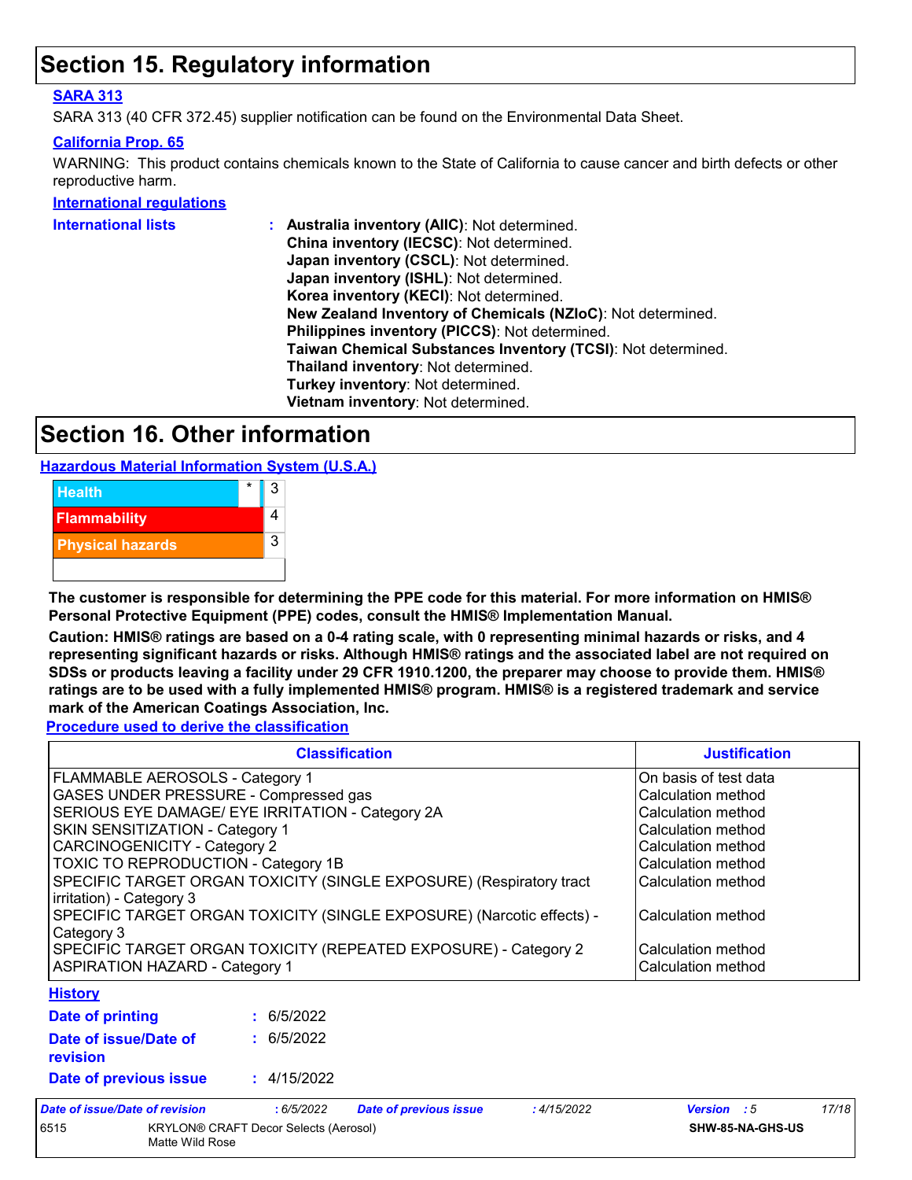# Section 15. Regulatory information

**SARA 313**

SARA 313 (40 CFR 372.45) supplier notification can be found on the Environmental Data Sheet.

**California Prop. 65**

WARNING: This product contains chemicals known to the State of California to cause cancer and birth defects or other reproductive harm.

**International regulations**

**International lists** :
**Australia inventory (AIIC)**: Not determined.
**China inventory (IECSC)**: Not determined.
**Japan inventory (CSCL)**: Not determined.
**Japan inventory (ISHL)**: Not determined.
**Korea inventory (KECI)**: Not determined.
**New Zealand Inventory of Chemicals (NZIoC)**: Not determined.
**Philippines inventory (PICCS)**: Not determined.
**Taiwan Chemical Substances Inventory (TCSI)**: Not determined.
**Thailand inventory**: Not determined.
**Turkey inventory**: Not determined.
**Vietnam inventory**: Not determined.

# Section 16. Other information

**Hazardous Material Information System (U.S.A.)**

| | | |
|---|---|---|
| Health | * | 3 |
| Flammability | | 4 |
| Physical hazards | | 3 |
| | | |

**The customer is responsible for determining the PPE code for this material. For more information on HMIS® Personal Protective Equipment (PPE) codes, consult the HMIS® Implementation Manual.**

**Caution: HMIS® ratings are based on a 0-4 rating scale, with 0 representing minimal hazards or risks, and 4 representing significant hazards or risks. Although HMIS® ratings and the associated label are not required on SDSs or products leaving a facility under 29 CFR 1910.1200, the preparer may choose to provide them. HMIS® ratings are to be used with a fully implemented HMIS® program. HMIS® is a registered trademark and service mark of the American Coatings Association, Inc.**

**Procedure used to derive the classification**

| Classification | Justification |
|---|---|
| FLAMMABLE AEROSOLS - Category 1 | On basis of test data |
| GASES UNDER PRESSURE - Compressed gas | Calculation method |
| SERIOUS EYE DAMAGE/ EYE IRRITATION - Category 2A | Calculation method |
| SKIN SENSITIZATION - Category 1 | Calculation method |
| CARCINOGENICITY - Category 2 | Calculation method |
| TOXIC TO REPRODUCTION - Category 1B | Calculation method |
| SPECIFIC TARGET ORGAN TOXICITY (SINGLE EXPOSURE) (Respiratory tract irritation) - Category 3 | Calculation method |
| SPECIFIC TARGET ORGAN TOXICITY (SINGLE EXPOSURE) (Narcotic effects) - Category 3 | Calculation method |
| SPECIFIC TARGET ORGAN TOXICITY (REPEATED EXPOSURE) - Category 2 | Calculation method |
| ASPIRATION HAZARD - Category 1 | Calculation method |

**History**

**Date of printing** : 6/5/2022

**Date of issue/Date of revision** : 6/5/2022

**Date of previous issue** : 4/15/2022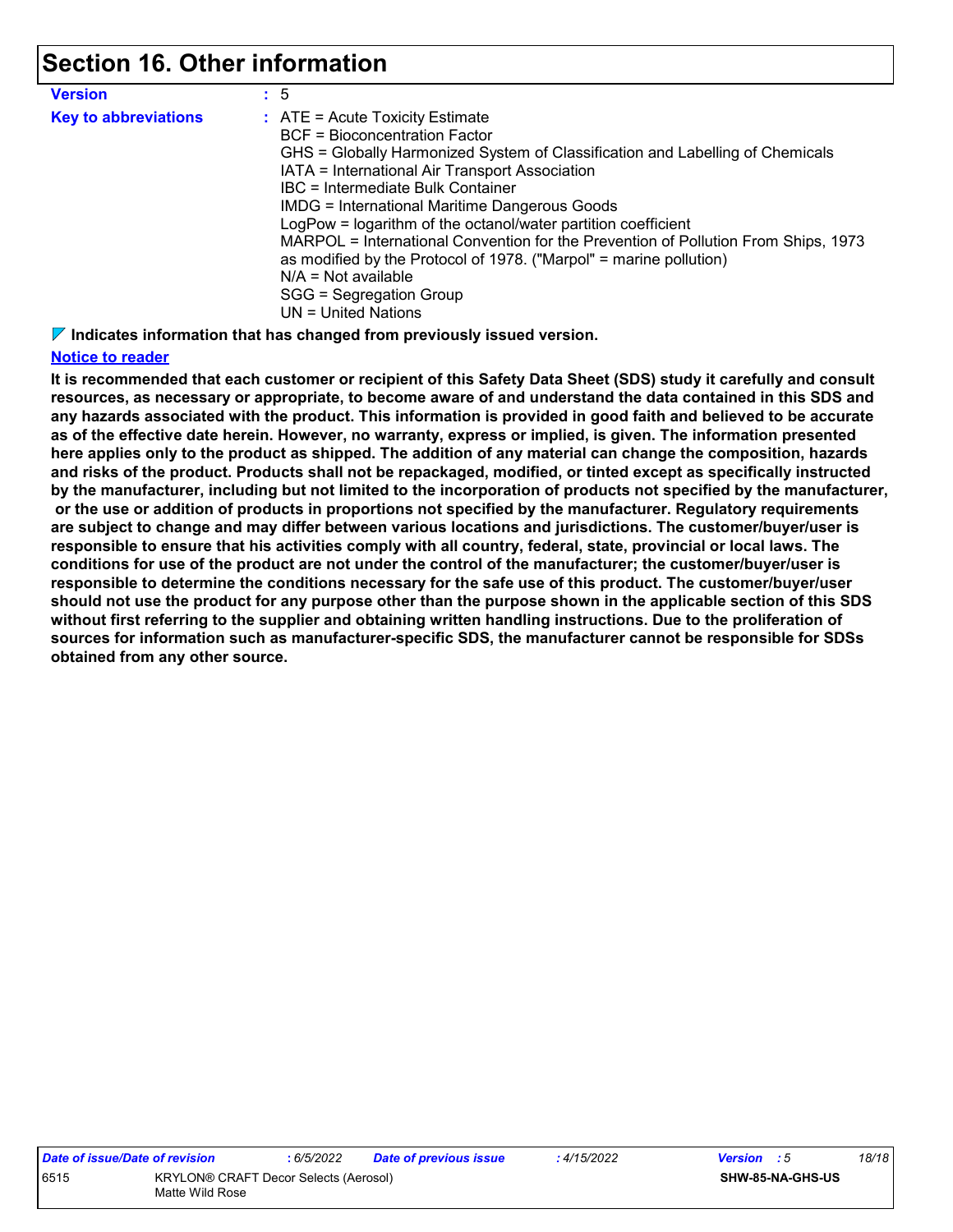## Section 16. Other information

**Version** : 5

**Key to abbreviations** : ATE = Acute Toxicity Estimate
BCF = Bioconcentration Factor
GHS = Globally Harmonized System of Classification and Labelling of Chemicals
IATA = International Air Transport Association
IBC = Intermediate Bulk Container
IMDG = International Maritime Dangerous Goods
LogPow = logarithm of the octanol/water partition coefficient
MARPOL = International Convention for the Prevention of Pollution From Ships, 1973 as modified by the Protocol of 1978. ("Marpol" = marine pollution)
N/A = Not available
SGG = Segregation Group
UN = United Nations

**Indicates information that has changed from previously issued version.**

**Notice to reader**

**It is recommended that each customer or recipient of this Safety Data Sheet (SDS) study it carefully and consult resources, as necessary or appropriate, to become aware of and understand the data contained in this SDS and any hazards associated with the product. This information is provided in good faith and believed to be accurate as of the effective date herein. However, no warranty, express or implied, is given. The information presented here applies only to the product as shipped. The addition of any material can change the composition, hazards and risks of the product. Products shall not be repackaged, modified, or tinted except as specifically instructed by the manufacturer, including but not limited to the incorporation of products not specified by the manufacturer, or the use or addition of products in proportions not specified by the manufacturer. Regulatory requirements are subject to change and may differ between various locations and jurisdictions. The customer/buyer/user is responsible to ensure that his activities comply with all country, federal, state, provincial or local laws. The conditions for use of the product are not under the control of the manufacturer; the customer/buyer/user is responsible to determine the conditions necessary for the safe use of this product. The customer/buyer/user should not use the product for any purpose other than the purpose shown in the applicable section of this SDS without first referring to the supplier and obtaining written handling instructions. Due to the proliferation of sources for information such as manufacturer-specific SDS, the manufacturer cannot be responsible for SDSs obtained from any other source.**